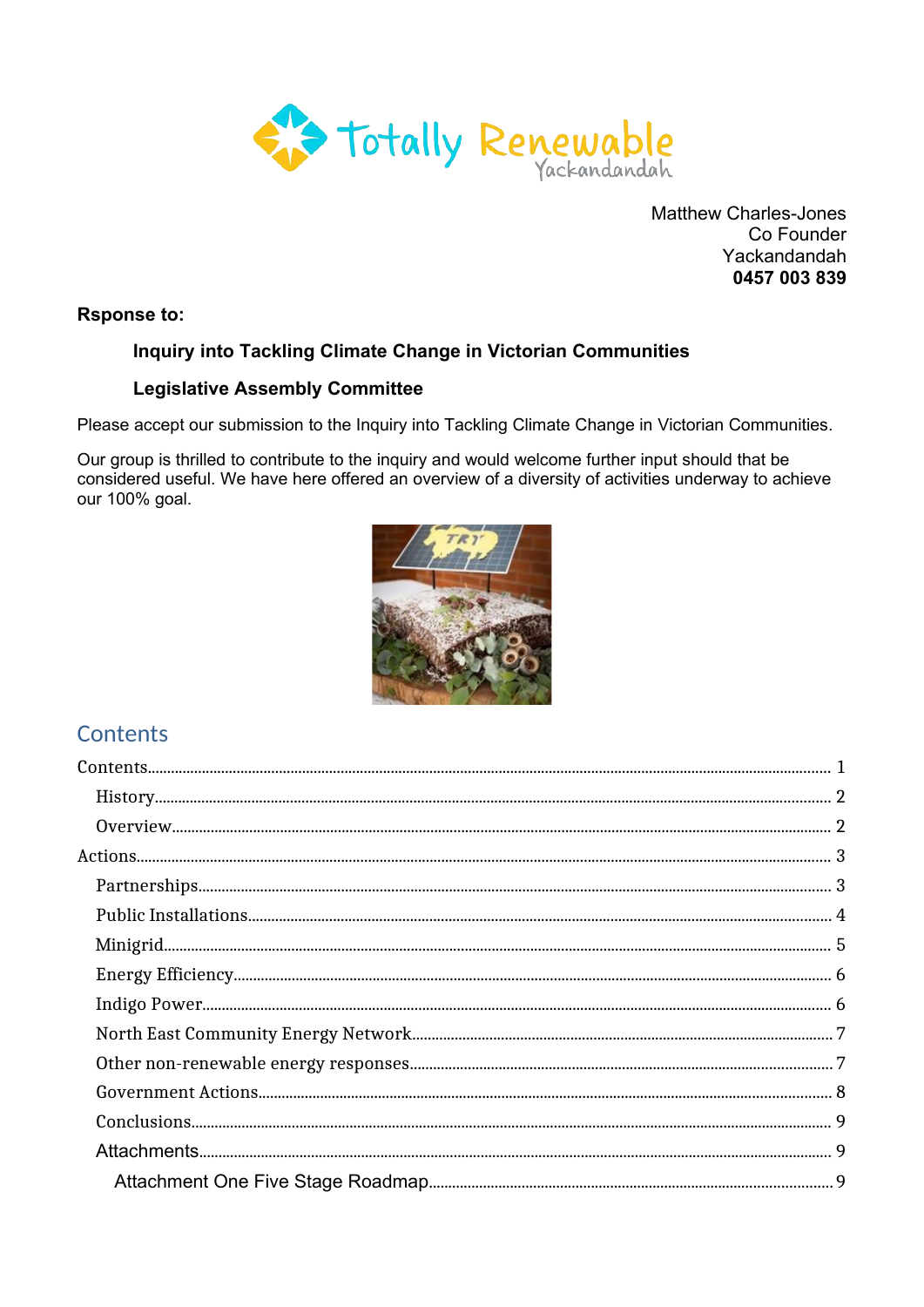Totally Renewable Yackandandah

Matthew Charles-Jones
Co Founder
Yackandandah
**0457 003 839**

**Rsponse to:**

**Inquiry into Tackling Climate Change in Victorian Communities**

**Legislative Assembly Committee**

Please accept our submission to the Inquiry into Tackling Climate Change in Victorian Communities.

Our group is thrilled to contribute to the inquiry and would welcome further input should that be considered useful. We have here offered an overview of a diversity of activities underway to achieve our 100% goal.

## Contents

Contents ..... 1
- History ..... 2
- Overview ..... 2

Actions ..... 3
- Partnerships ..... 3
- Public Installations ..... 4
- Minigrid ..... 5
- Energy Efficiency ..... 6
- Indigo Power ..... 6
- North East Community Energy Network ..... 7
- Other non-renewable energy responses ..... 7
- Government Actions ..... 8
- Conclusions ..... 9
- Attachments ..... 9
  - Attachment One Five Stage Roadmap ..... 9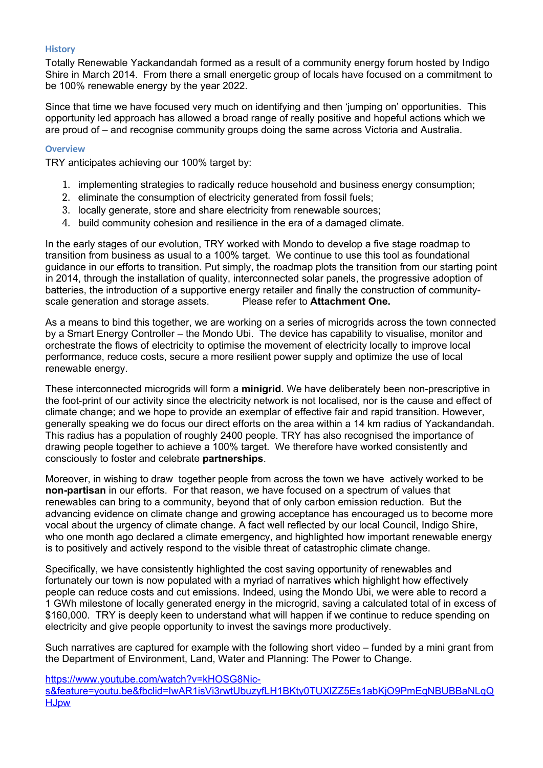### History

Totally Renewable Yackandandah formed as a result of a community energy forum hosted by Indigo Shire in March 2014. From there a small energetic group of locals have focused on a commitment to be 100% renewable energy by the year 2022.

Since that time we have focused very much on identifying and then 'jumping on' opportunities. This opportunity led approach has allowed a broad range of really positive and hopeful actions which we are proud of – and recognise community groups doing the same across Victoria and Australia.

### Overview

TRY anticipates achieving our 100% target by:

1. implementing strategies to radically reduce household and business energy consumption;
2. eliminate the consumption of electricity generated from fossil fuels;
3. locally generate, store and share electricity from renewable sources;
4. build community cohesion and resilience in the era of a damaged climate.

In the early stages of our evolution, TRY worked with Mondo to develop a five stage roadmap to transition from business as usual to a 100% target. We continue to use this tool as foundational guidance in our efforts to transition. Put simply, the roadmap plots the transition from our starting point in 2014, through the installation of quality, interconnected solar panels, the progressive adoption of batteries, the introduction of a supportive energy retailer and finally the construction of community-scale generation and storage assets. Please refer to **Attachment One.**

As a means to bind this together, we are working on a series of microgrids across the town connected by a Smart Energy Controller – the Mondo Ubi. The device has capability to visualise, monitor and orchestrate the flows of electricity to optimise the movement of electricity locally to improve local performance, reduce costs, secure a more resilient power supply and optimize the use of local renewable energy.

These interconnected microgrids will form a **minigrid**. We have deliberately been non-prescriptive in the foot-print of our activity since the electricity network is not localised, nor is the cause and effect of climate change; and we hope to provide an exemplar of effective fair and rapid transition. However, generally speaking we do focus our direct efforts on the area within a 14 km radius of Yackandandah. This radius has a population of roughly 2400 people. TRY has also recognised the importance of drawing people together to achieve a 100% target. We therefore have worked consistently and consciously to foster and celebrate **partnerships**.

Moreover, in wishing to draw together people from across the town we have actively worked to be **non-partisan** in our efforts. For that reason, we have focused on a spectrum of values that renewables can bring to a community, beyond that of only carbon emission reduction. But the advancing evidence on climate change and growing acceptance has encouraged us to become more vocal about the urgency of climate change. A fact well reflected by our local Council, Indigo Shire, who one month ago declared a climate emergency, and highlighted how important renewable energy is to positively and actively respond to the visible threat of catastrophic climate change.

Specifically, we have consistently highlighted the cost saving opportunity of renewables and fortunately our town is now populated with a myriad of narratives which highlight how effectively people can reduce costs and cut emissions. Indeed, using the Mondo Ubi, we were able to record a 1 GWh milestone of locally generated energy in the microgrid, saving a calculated total of in excess of $160,000. TRY is deeply keen to understand what will happen if we continue to reduce spending on electricity and give people opportunity to invest the savings more productively.

Such narratives are captured for example with the following short video – funded by a mini grant from the Department of Environment, Land, Water and Planning: The Power to Change.

https://www.youtube.com/watch?v=kHOSG8Nic-s&feature=youtu.be&fbclid=IwAR1isVi3rwtUbuzyfLH1BKty0TUXlZZ5Es1abKjO9PmEgNBUBBaNLqQHJpw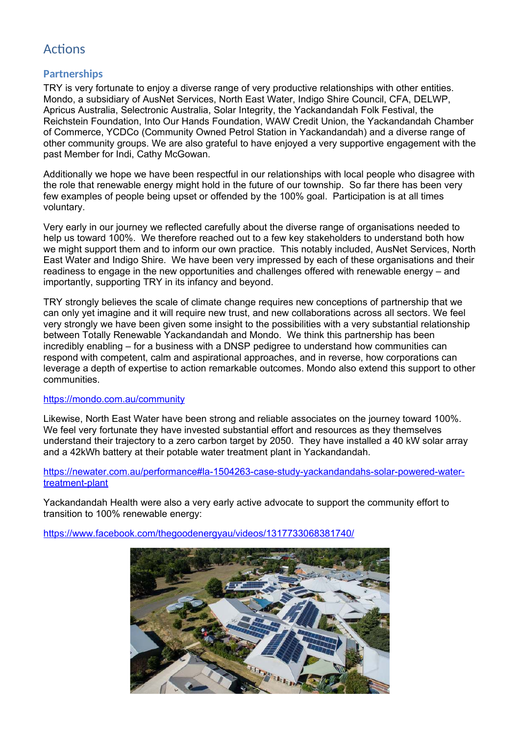# Actions

## Partnerships

TRY is very fortunate to enjoy a diverse range of very productive relationships with other entities. Mondo, a subsidiary of AusNet Services, North East Water, Indigo Shire Council, CFA, DELWP, Apricus Australia, Selectronic Australia, Solar Integrity, the Yackandandah Folk Festival, the Reichstein Foundation, Into Our Hands Foundation, WAW Credit Union, the Yackandandah Chamber of Commerce, YCDCo (Community Owned Petrol Station in Yackandandah) and a diverse range of other community groups. We are also grateful to have enjoyed a very supportive engagement with the past Member for Indi, Cathy McGowan.

Additionally we hope we have been respectful in our relationships with local people who disagree with the role that renewable energy might hold in the future of our township. So far there has been very few examples of people being upset or offended by the 100% goal. Participation is at all times voluntary.

Very early in our journey we reflected carefully about the diverse range of organisations needed to help us toward 100%. We therefore reached out to a few key stakeholders to understand both how we might support them and to inform our own practice. This notably included, AusNet Services, North East Water and Indigo Shire. We have been very impressed by each of these organisations and their readiness to engage in the new opportunities and challenges offered with renewable energy – and importantly, supporting TRY in its infancy and beyond.

TRY strongly believes the scale of climate change requires new conceptions of partnership that we can only yet imagine and it will require new trust, and new collaborations across all sectors. We feel very strongly we have been given some insight to the possibilities with a very substantial relationship between Totally Renewable Yackandandah and Mondo. We think this partnership has been incredibly enabling – for a business with a DNSP pedigree to understand how communities can respond with competent, calm and aspirational approaches, and in reverse, how corporations can leverage a depth of expertise to action remarkable outcomes. Mondo also extend this support to other communities.

https://mondo.com.au/community

Likewise, North East Water have been strong and reliable associates on the journey toward 100%. We feel very fortunate they have invested substantial effort and resources as they themselves understand their trajectory to a zero carbon target by 2050. They have installed a 40 kW solar array and a 42kWh battery at their potable water treatment plant in Yackandandah.

https://newater.com.au/performance#la-1504263-case-study-yackandandahs-solar-powered-water-treatment-plant

Yackandandah Health were also a very early active advocate to support the community effort to transition to 100% renewable energy:

https://www.facebook.com/thegoodenergyau/videos/1317733068381740/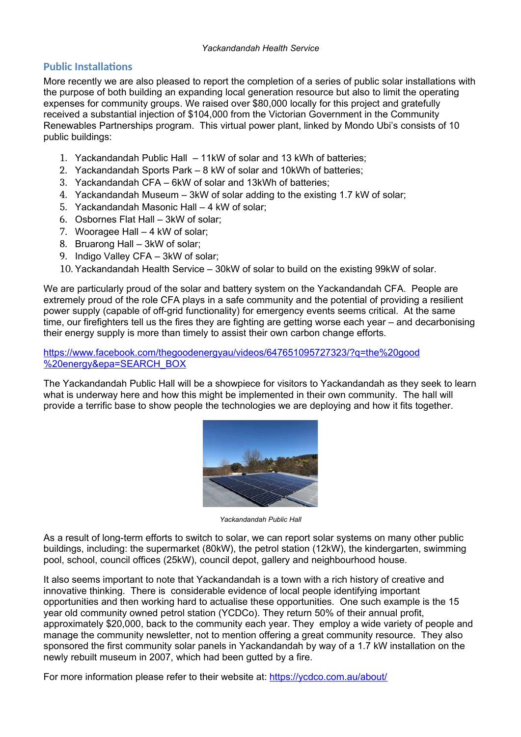## Public Installations

More recently we are also pleased to report the completion of a series of public solar installations with the purpose of both building an expanding local generation resource but also to limit the operating expenses for community groups. We raised over $80,000 locally for this project and gratefully received a substantial injection of $104,000 from the Victorian Government in the Community Renewables Partnerships program. This virtual power plant, linked by Mondo Ubi's consists of 10 public buildings:

1. Yackandandah Public Hall – 11kW of solar and 13 kWh of batteries;
2. Yackandandah Sports Park – 8 kW of solar and 10kWh of batteries;
3. Yackandandah CFA – 6kW of solar and 13kWh of batteries;
4. Yackandandah Museum – 3kW of solar adding to the existing 1.7 kW of solar;
5. Yackandandah Masonic Hall – 4 kW of solar;
6. Osbornes Flat Hall – 3kW of solar;
7. Wooragee Hall – 4 kW of solar;
8. Bruarong Hall – 3kW of solar;
9. Indigo Valley CFA – 3kW of solar;
10. Yackandandah Health Service – 30kW of solar to build on the existing 99kW of solar.

We are particularly proud of the solar and battery system on the Yackandandah CFA. People are extremely proud of the role CFA plays in a safe community and the potential of providing a resilient power supply (capable of off-grid functionality) for emergency events seems critical. At the same time, our firefighters tell us the fires they are fighting are getting worse each year – and decarbonising their energy supply is more than timely to assist their own carbon change efforts.

https://www.facebook.com/thegoodenergyau/videos/647651095727323/?q=the%20good%20energy&epa=SEARCH_BOX

The Yackandandah Public Hall will be a showpiece for visitors to Yackandandah as they seek to learn what is underway here and how this might be implemented in their own community. The hall will provide a terrific base to show people the technologies we are deploying and how it fits together.

*Yackandandah Public Hall*

As a result of long-term efforts to switch to solar, we can report solar systems on many other public buildings, including: the supermarket (80kW), the petrol station (12kW), the kindergarten, swimming pool, school, council offices (25kW), council depot, gallery and neighbourhood house.

It also seems important to note that Yackandandah is a town with a rich history of creative and innovative thinking. There is considerable evidence of local people identifying important opportunities and then working hard to actualise these opportunities. One such example is the 15 year old community owned petrol station (YCDCo). They return 50% of their annual profit, approximately $20,000, back to the community each year. They employ a wide variety of people and manage the community newsletter, not to mention offering a great community resource. They also sponsored the first community solar panels in Yackandandah by way of a 1.7 kW installation on the newly rebuilt museum in 2007, which had been gutted by a fire.

For more information please refer to their website at: https://ycdco.com.au/about/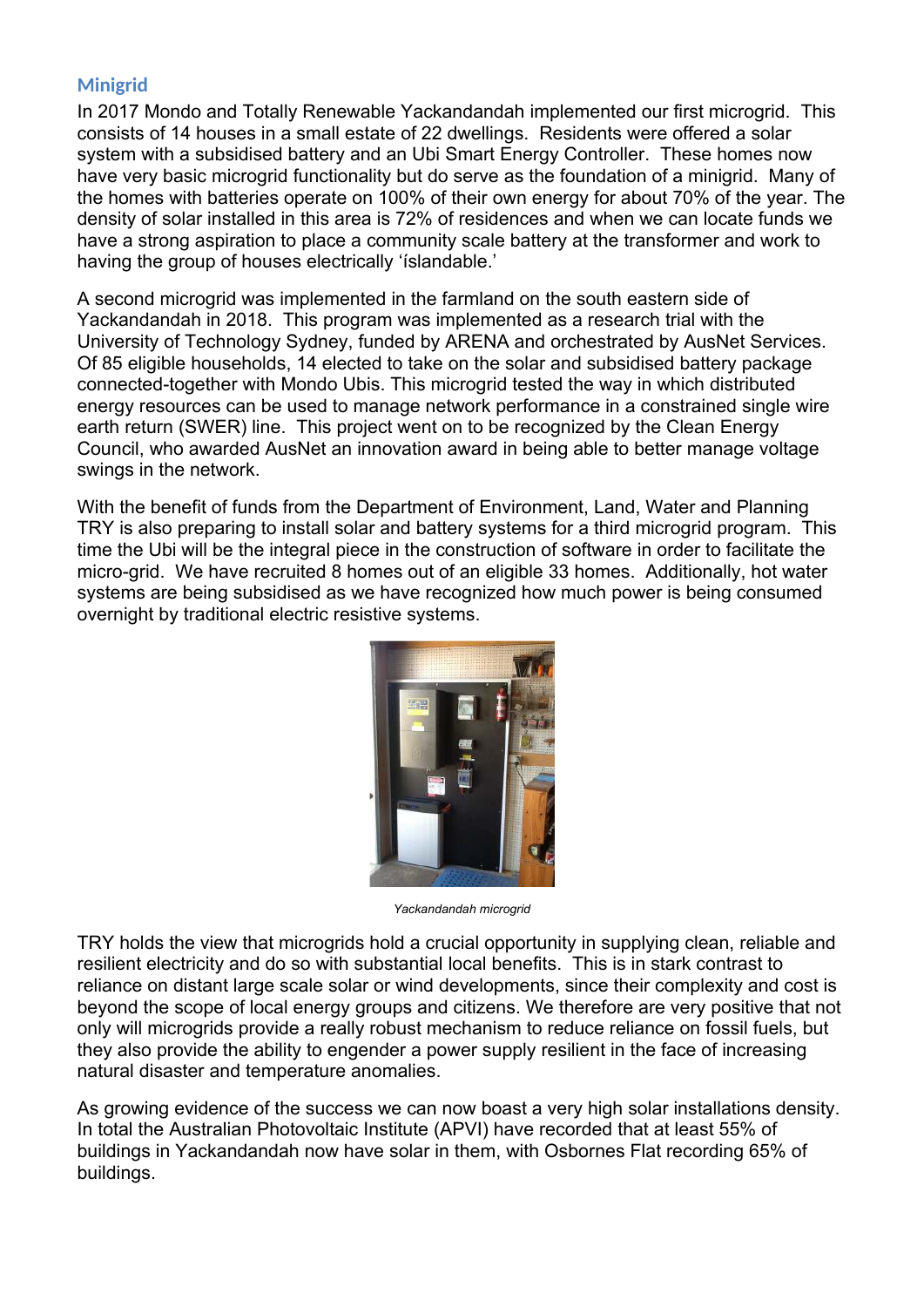## Minigrid

In 2017 Mondo and Totally Renewable Yackandandah implemented our first microgrid. This consists of 14 houses in a small estate of 22 dwellings. Residents were offered a solar system with a subsidised battery and an Ubi Smart Energy Controller. These homes now have very basic microgrid functionality but do serve as the foundation of a minigrid. Many of the homes with batteries operate on 100% of their own energy for about 70% of the year. The density of solar installed in this area is 72% of residences and when we can locate funds we have a strong aspiration to place a community scale battery at the transformer and work to having the group of houses electrically 'íslandable.'

A second microgrid was implemented in the farmland on the south eastern side of Yackandandah in 2018. This program was implemented as a research trial with the University of Technology Sydney, funded by ARENA and orchestrated by AusNet Services. Of 85 eligible households, 14 elected to take on the solar and subsidised battery package connected-together with Mondo Ubis. This microgrid tested the way in which distributed energy resources can be used to manage network performance in a constrained single wire earth return (SWER) line. This project went on to be recognized by the Clean Energy Council, who awarded AusNet an innovation award in being able to better manage voltage swings in the network.

With the benefit of funds from the Department of Environment, Land, Water and Planning TRY is also preparing to install solar and battery systems for a third microgrid program. This time the Ubi will be the integral piece in the construction of software in order to facilitate the micro-grid. We have recruited 8 homes out of an eligible 33 homes. Additionally, hot water systems are being subsidised as we have recognized how much power is being consumed overnight by traditional electric resistive systems.

*Yackandandah microgrid*

TRY holds the view that microgrids hold a crucial opportunity in supplying clean, reliable and resilient electricity and do so with substantial local benefits. This is in stark contrast to reliance on distant large scale solar or wind developments, since their complexity and cost is beyond the scope of local energy groups and citizens. We therefore are very positive that not only will microgrids provide a really robust mechanism to reduce reliance on fossil fuels, but they also provide the ability to engender a power supply resilient in the face of increasing natural disaster and temperature anomalies.

As growing evidence of the success we can now boast a very high solar installations density. In total the Australian Photovoltaic Institute (APVI) have recorded that at least 55% of buildings in Yackandandah now have solar in them, with Osbornes Flat recording 65% of buildings.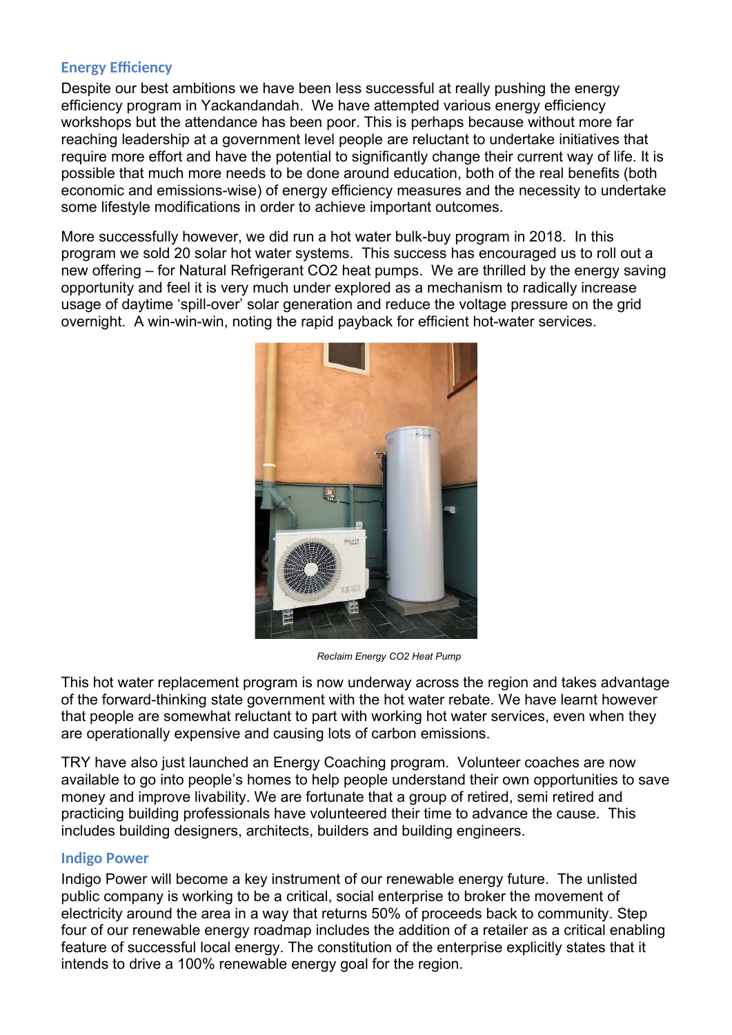## Energy Efficiency

Despite our best ambitions we have been less successful at really pushing the energy efficiency program in Yackandandah. We have attempted various energy efficiency workshops but the attendance has been poor. This is perhaps because without more far reaching leadership at a government level people are reluctant to undertake initiatives that require more effort and have the potential to significantly change their current way of life. It is possible that much more needs to be done around education, both of the real benefits (both economic and emissions-wise) of energy efficiency measures and the necessity to undertake some lifestyle modifications in order to achieve important outcomes.

More successfully however, we did run a hot water bulk-buy program in 2018. In this program we sold 20 solar hot water systems. This success has encouraged us to roll out a new offering – for Natural Refrigerant CO2 heat pumps. We are thrilled by the energy saving opportunity and feel it is very much under explored as a mechanism to radically increase usage of daytime 'spill-over' solar generation and reduce the voltage pressure on the grid overnight. A win-win-win, noting the rapid payback for efficient hot-water services.

*Reclaim Energy CO2 Heat Pump*

This hot water replacement program is now underway across the region and takes advantage of the forward-thinking state government with the hot water rebate. We have learnt however that people are somewhat reluctant to part with working hot water services, even when they are operationally expensive and causing lots of carbon emissions.

TRY have also just launched an Energy Coaching program. Volunteer coaches are now available to go into people's homes to help people understand their own opportunities to save money and improve livability. We are fortunate that a group of retired, semi retired and practicing building professionals have volunteered their time to advance the cause. This includes building designers, architects, builders and building engineers.

## Indigo Power

Indigo Power will become a key instrument of our renewable energy future. The unlisted public company is working to be a critical, social enterprise to broker the movement of electricity around the area in a way that returns 50% of proceeds back to community. Step four of our renewable energy roadmap includes the addition of a retailer as a critical enabling feature of successful local energy. The constitution of the enterprise explicitly states that it intends to drive a 100% renewable energy goal for the region.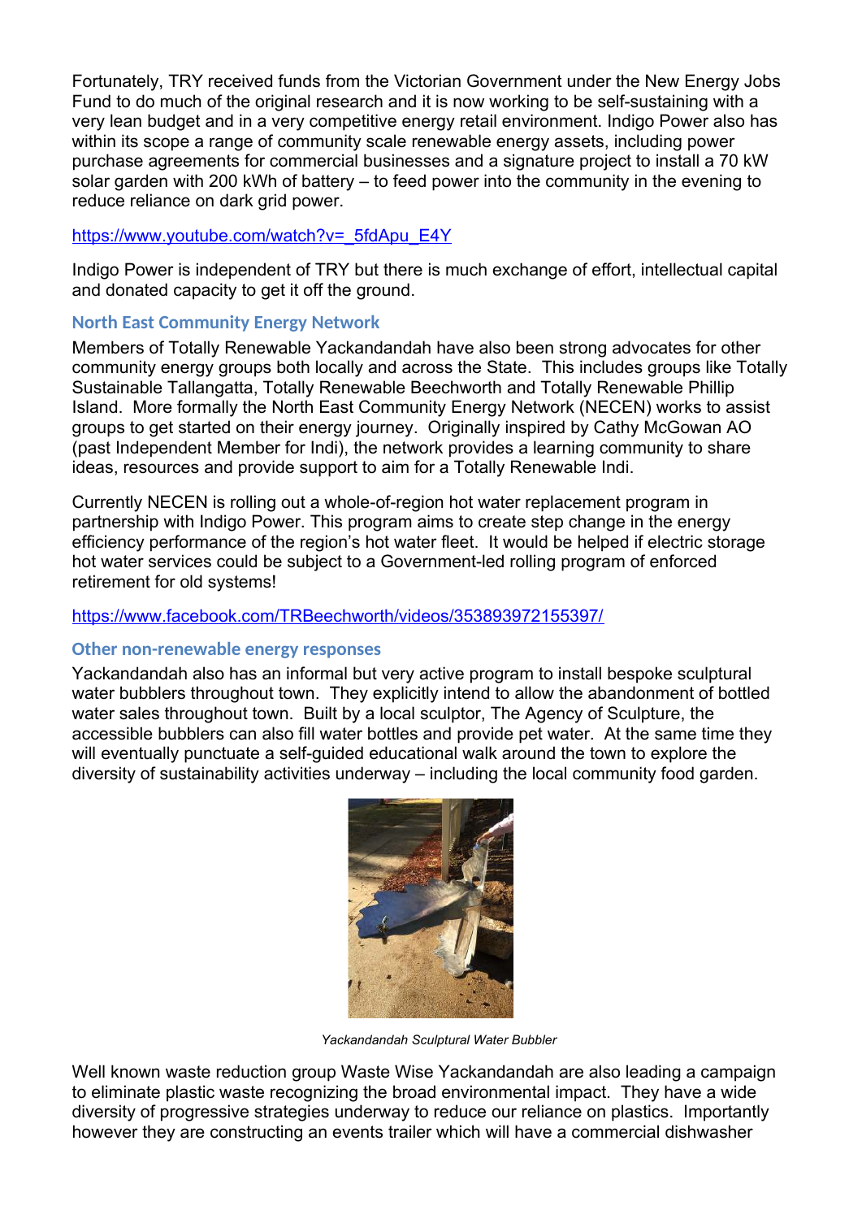Fortunately, TRY received funds from the Victorian Government under the New Energy Jobs Fund to do much of the original research and it is now working to be self-sustaining with a very lean budget and in a very competitive energy retail environment. Indigo Power also has within its scope a range of community scale renewable energy assets, including power purchase agreements for commercial businesses and a signature project to install a 70 kW solar garden with 200 kWh of battery – to feed power into the community in the evening to reduce reliance on dark grid power.

https://www.youtube.com/watch?v=_5fdApu_E4Y

Indigo Power is independent of TRY but there is much exchange of effort, intellectual capital and donated capacity to get it off the ground.

### North East Community Energy Network

Members of Totally Renewable Yackandandah have also been strong advocates for other community energy groups both locally and across the State. This includes groups like Totally Sustainable Tallangatta, Totally Renewable Beechworth and Totally Renewable Phillip Island. More formally the North East Community Energy Network (NECEN) works to assist groups to get started on their energy journey. Originally inspired by Cathy McGowan AO (past Independent Member for Indi), the network provides a learning community to share ideas, resources and provide support to aim for a Totally Renewable Indi.

Currently NECEN is rolling out a whole-of-region hot water replacement program in partnership with Indigo Power. This program aims to create step change in the energy efficiency performance of the region's hot water fleet. It would be helped if electric storage hot water services could be subject to a Government-led rolling program of enforced retirement for old systems!

https://www.facebook.com/TRBeechworth/videos/353893972155397/

### Other non-renewable energy responses

Yackandandah also has an informal but very active program to install bespoke sculptural water bubblers throughout town. They explicitly intend to allow the abandonment of bottled water sales throughout town. Built by a local sculptor, The Agency of Sculpture, the accessible bubblers can also fill water bottles and provide pet water. At the same time they will eventually punctuate a self-guided educational walk around the town to explore the diversity of sustainability activities underway – including the local community food garden.

*Yackandandah Sculptural Water Bubbler*

Well known waste reduction group Waste Wise Yackandandah are also leading a campaign to eliminate plastic waste recognizing the broad environmental impact. They have a wide diversity of progressive strategies underway to reduce our reliance on plastics. Importantly however they are constructing an events trailer which will have a commercial dishwasher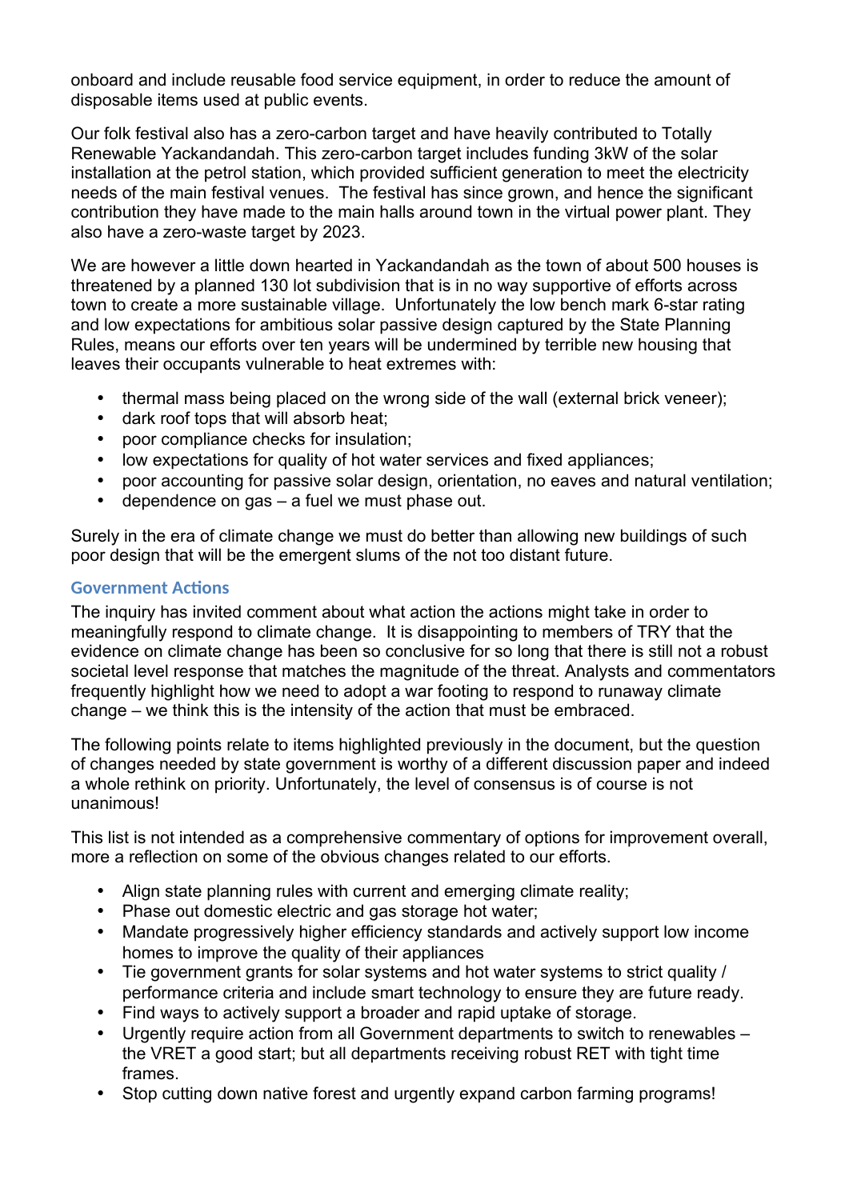onboard and include reusable food service equipment, in order to reduce the amount of disposable items used at public events.

Our folk festival also has a zero-carbon target and have heavily contributed to Totally Renewable Yackandandah. This zero-carbon target includes funding 3kW of the solar installation at the petrol station, which provided sufficient generation to meet the electricity needs of the main festival venues. The festival has since grown, and hence the significant contribution they have made to the main halls around town in the virtual power plant. They also have a zero-waste target by 2023.

We are however a little down hearted in Yackandandah as the town of about 500 houses is threatened by a planned 130 lot subdivision that is in no way supportive of efforts across town to create a more sustainable village. Unfortunately the low bench mark 6-star rating and low expectations for ambitious solar passive design captured by the State Planning Rules, means our efforts over ten years will be undermined by terrible new housing that leaves their occupants vulnerable to heat extremes with:

- thermal mass being placed on the wrong side of the wall (external brick veneer);
- dark roof tops that will absorb heat;
- poor compliance checks for insulation;
- low expectations for quality of hot water services and fixed appliances;
- poor accounting for passive solar design, orientation, no eaves and natural ventilation;
- dependence on gas – a fuel we must phase out.

Surely in the era of climate change we must do better than allowing new buildings of such poor design that will be the emergent slums of the not too distant future.

## Government Actions

The inquiry has invited comment about what action the actions might take in order to meaningfully respond to climate change. It is disappointing to members of TRY that the evidence on climate change has been so conclusive for so long that there is still not a robust societal level response that matches the magnitude of the threat. Analysts and commentators frequently highlight how we need to adopt a war footing to respond to runaway climate change – we think this is the intensity of the action that must be embraced.

The following points relate to items highlighted previously in the document, but the question of changes needed by state government is worthy of a different discussion paper and indeed a whole rethink on priority. Unfortunately, the level of consensus is of course is not unanimous!

This list is not intended as a comprehensive commentary of options for improvement overall, more a reflection on some of the obvious changes related to our efforts.

- Align state planning rules with current and emerging climate reality;
- Phase out domestic electric and gas storage hot water;
- Mandate progressively higher efficiency standards and actively support low income homes to improve the quality of their appliances
- Tie government grants for solar systems and hot water systems to strict quality / performance criteria and include smart technology to ensure they are future ready.
- Find ways to actively support a broader and rapid uptake of storage.
- Urgently require action from all Government departments to switch to renewables – the VRET a good start; but all departments receiving robust RET with tight time frames.
- Stop cutting down native forest and urgently expand carbon farming programs!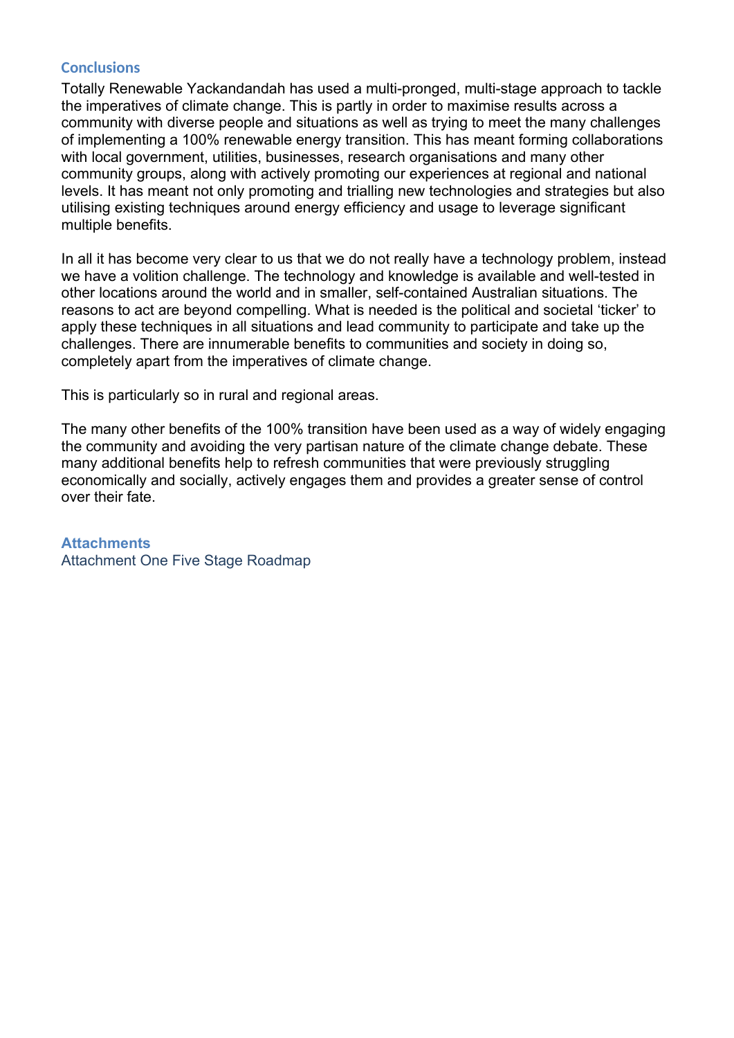## Conclusions

Totally Renewable Yackandandah has used a multi-pronged, multi-stage approach to tackle the imperatives of climate change. This is partly in order to maximise results across a community with diverse people and situations as well as trying to meet the many challenges of implementing a 100% renewable energy transition. This has meant forming collaborations with local government, utilities, businesses, research organisations and many other community groups, along with actively promoting our experiences at regional and national levels. It has meant not only promoting and trialling new technologies and strategies but also utilising existing techniques around energy efficiency and usage to leverage significant multiple benefits.

In all it has become very clear to us that we do not really have a technology problem, instead we have a volition challenge. The technology and knowledge is available and well-tested in other locations around the world and in smaller, self-contained Australian situations. The reasons to act are beyond compelling. What is needed is the political and societal 'ticker' to apply these techniques in all situations and lead community to participate and take up the challenges. There are innumerable benefits to communities and society in doing so, completely apart from the imperatives of climate change.

This is particularly so in rural and regional areas.

The many other benefits of the 100% transition have been used as a way of widely engaging the community and avoiding the very partisan nature of the climate change debate. These many additional benefits help to refresh communities that were previously struggling economically and socially, actively engages them and provides a greater sense of control over their fate.

## Attachments

Attachment One Five Stage Roadmap